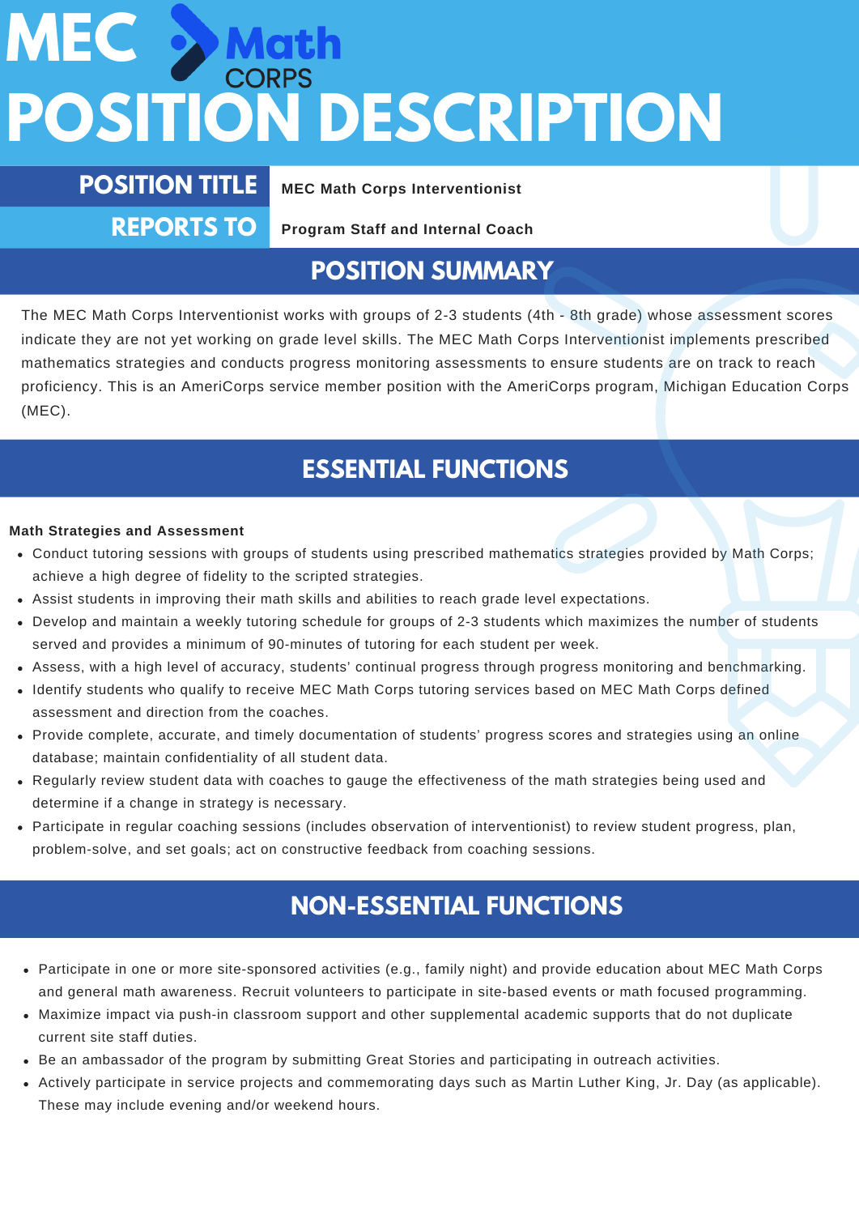# MEC Math CORPS

# POSITION DESCRIPTION

| | |
|---|---|
| **POSITION TITLE** | MEC Math Corps Interventionist |
| **REPORTS TO** | Program Staff and Internal Coach |

## POSITION SUMMARY

The MEC Math Corps Interventionist works with groups of 2-3 students (4th - 8th grade) whose assessment scores indicate they are not yet working on grade level skills. The MEC Math Corps Interventionist implements prescribed mathematics strategies and conducts progress monitoring assessments to ensure students are on track to reach proficiency. This is an AmeriCorps service member position with the AmeriCorps program, Michigan Education Corps (MEC).

## ESSENTIAL FUNCTIONS

**Math Strategies and Assessment**

- Conduct tutoring sessions with groups of students using prescribed mathematics strategies provided by Math Corps; achieve a high degree of fidelity to the scripted strategies.
- Assist students in improving their math skills and abilities to reach grade level expectations.
- Develop and maintain a weekly tutoring schedule for groups of 2-3 students which maximizes the number of students served and provides a minimum of 90-minutes of tutoring for each student per week.
- Assess, with a high level of accuracy, students' continual progress through progress monitoring and benchmarking.
- Identify students who qualify to receive MEC Math Corps tutoring services based on MEC Math Corps defined assessment and direction from the coaches.
- Provide complete, accurate, and timely documentation of students' progress scores and strategies using an online database; maintain confidentiality of all student data.
- Regularly review student data with coaches to gauge the effectiveness of the math strategies being used and determine if a change in strategy is necessary.
- Participate in regular coaching sessions (includes observation of interventionist) to review student progress, plan, problem-solve, and set goals; act on constructive feedback from coaching sessions.

## NON-ESSENTIAL FUNCTIONS

- Participate in one or more site-sponsored activities (e.g., family night) and provide education about MEC Math Corps and general math awareness. Recruit volunteers to participate in site-based events or math focused programming.
- Maximize impact via push-in classroom support and other supplemental academic supports that do not duplicate current site staff duties.
- Be an ambassador of the program by submitting Great Stories and participating in outreach activities.
- Actively participate in service projects and commemorating days such as Martin Luther King, Jr. Day (as applicable). These may include evening and/or weekend hours.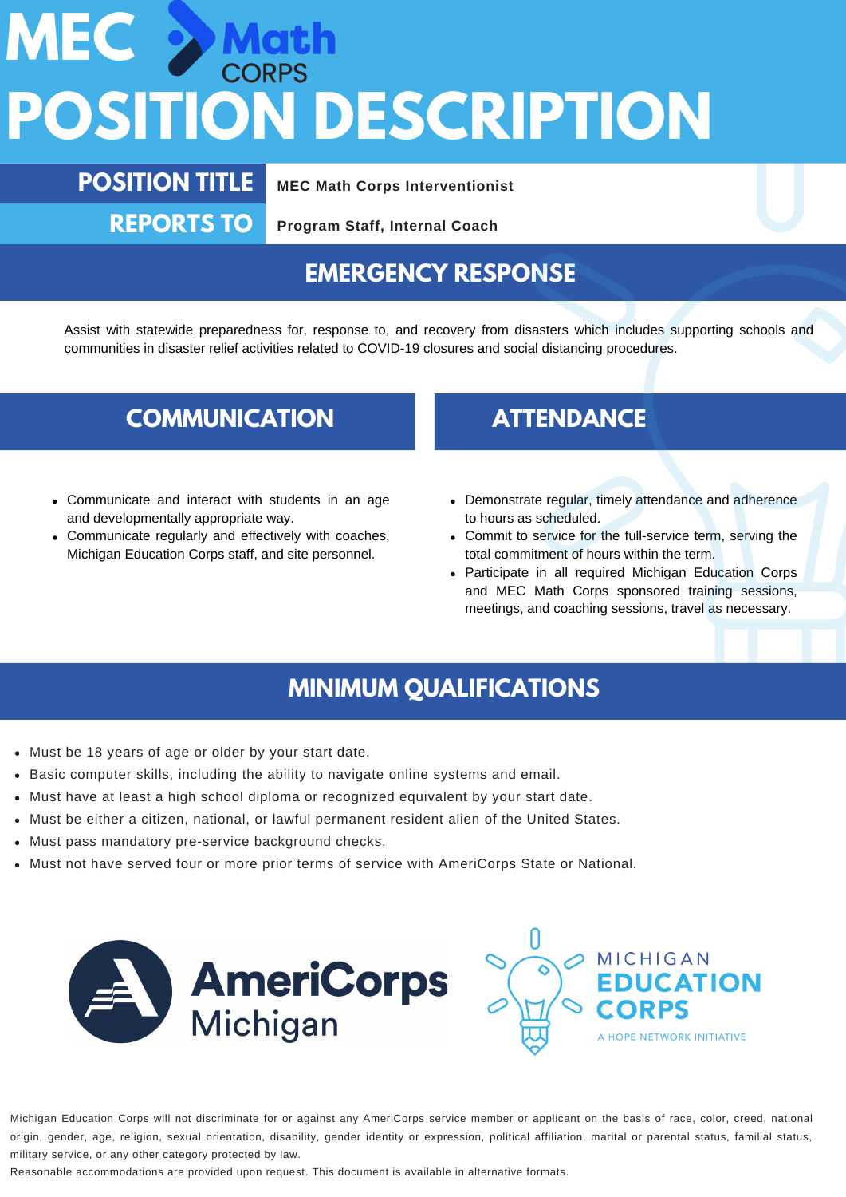# MEC Math CORPS POSITION DESCRIPTION

| | |
|---|---|
| **POSITION TITLE** | MEC Math Corps Interventionist |
| **REPORTS TO** | Program Staff, Internal Coach |

## EMERGENCY RESPONSE

Assist with statewide preparedness for, response to, and recovery from disasters which includes supporting schools and communities in disaster relief activities related to COVID-19 closures and social distancing procedures.

## COMMUNICATION

- Communicate and interact with students in an age and developmentally appropriate way.
- Communicate regularly and effectively with coaches, Michigan Education Corps staff, and site personnel.

## ATTENDANCE

- Demonstrate regular, timely attendance and adherence to hours as scheduled.
- Commit to service for the full-service term, serving the total commitment of hours within the term.
- Participate in all required Michigan Education Corps and MEC Math Corps sponsored training sessions, meetings, and coaching sessions, travel as necessary.

## MINIMUM QUALIFICATIONS

- Must be 18 years of age or older by your start date.
- Basic computer skills, including the ability to navigate online systems and email.
- Must have at least a high school diploma or recognized equivalent by your start date.
- Must be either a citizen, national, or lawful permanent resident alien of the United States.
- Must pass mandatory pre-service background checks.
- Must not have served four or more prior terms of service with AmeriCorps State or National.

AmeriCorps Michigan

MICHIGAN EDUCATION CORPS
A HOPE NETWORK INITIATIVE

Michigan Education Corps will not discriminate for or against any AmeriCorps service member or applicant on the basis of race, color, creed, national origin, gender, age, religion, sexual orientation, disability, gender identity or expression, political affiliation, marital or parental status, familial status, military service, or any other category protected by law.

Reasonable accommodations are provided upon request. This document is available in alternative formats.